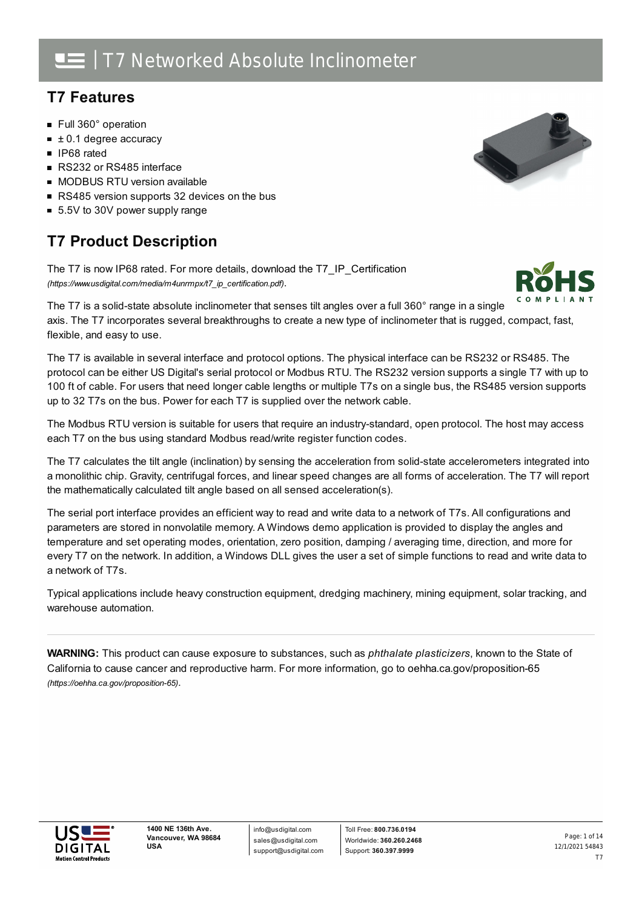# T7 Networked Absolute Inclinometer

## T7 Features

- Full 360° operation
- ± 0.1 degree accuracy
- IP68 rated
- RS232 or RS485 interface
- MODBUS RTU version available
- RS485 version supports 32 devices on the bus
- 5.5V to 30V power supply range

## T7 Product Description

The T7 is now IP68 rated. For more details, download the T7_IP_Certification *(https://www.usdigital.com/media/m4unrmpx/t7_ip_certification.pdf)*.

The T7 is a solid-state absolute inclinometer that senses tilt angles over a full 360° range in a single axis. The T7 incorporates several breakthroughs to create a new type of inclinometer that is rugged, compact, fast, flexible, and easy to use.

The T7 is available in several interface and protocol options. The physical interface can be RS232 or RS485. The protocol can be either US Digital's serial protocol or Modbus RTU. The RS232 version supports a single T7 with up to 100 ft of cable. For users that need longer cable lengths or multiple T7s on a single bus, the RS485 version supports up to 32 T7s on the bus. Power for each T7 is supplied over the network cable.

The Modbus RTU version is suitable for users that require an industry-standard, open protocol. The host may access each T7 on the bus using standard Modbus read/write register function codes.

The T7 calculates the tilt angle (inclination) by sensing the acceleration from solid-state accelerometers integrated into a monolithic chip. Gravity, centrifugal forces, and linear speed changes are all forms of acceleration. The T7 will report the mathematically calculated tilt angle based on all sensed acceleration(s).

The serial port interface provides an efficient way to read and write data to a network of T7s. All configurations and parameters are stored in nonvolatile memory. A Windows demo application is provided to display the angles and temperature and set operating modes, orientation, zero position, damping / averaging time, direction, and more for every T7 on the network. In addition, a Windows DLL gives the user a set of simple functions to read and write data to a network of T7s.

Typical applications include heavy construction equipment, dredging machinery, mining equipment, solar tracking, and warehouse automation.

---

**WARNING:** This product can cause exposure to substances, such as *phthalate plasticizers*, known to the State of California to cause cancer and reproductive harm. For more information, go to oehha.ca.gov/proposition-65 *(https://oehha.ca.gov/proposition-65)*.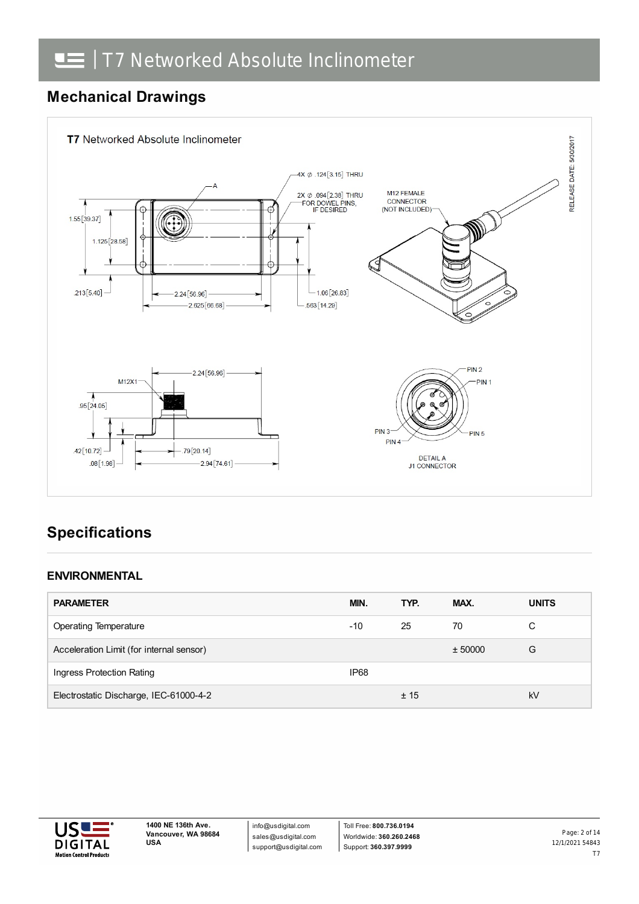## Mechanical Drawings

T7 Networked Absolute Inclinometer

RELEASE DATE: 5/30/2017

4X ∅ .124 [3.15] THRU

2X ∅ .094 [2.38] THRU FOR DOWEL PINS, IF DESIRED

A

M12 FEMALE CONNECTOR (NOT INCLUDED)

1.55 [39.37]

1.125 [28.58]

.213 [5.40]

2.24 [56.96]

2.625 [66.68]

1.06 [26.83]

.563 [14.29]

M12X1

2.24 [56.96]

.95 [24.05]

.42 [10.72]

.08 [1.98]

.79 [20.14]

2.94 [74.61]

PIN 2

PIN 1

PIN 3

PIN 4

PIN 5

DETAIL A
J1 CONNECTOR

## Specifications

### ENVIRONMENTAL

| PARAMETER | MIN. | TYP. | MAX. | UNITS |
|---|---|---|---|---|
| Operating Temperature | -10 | 25 | 70 | C |
| Acceleration Limit (for internal sensor) | | | ± 50000 | G |
| Ingress Protection Rating | IP68 | | | |
| Electrostatic Discharge, IEC-61000-4-2 | | ± 15 | | kV |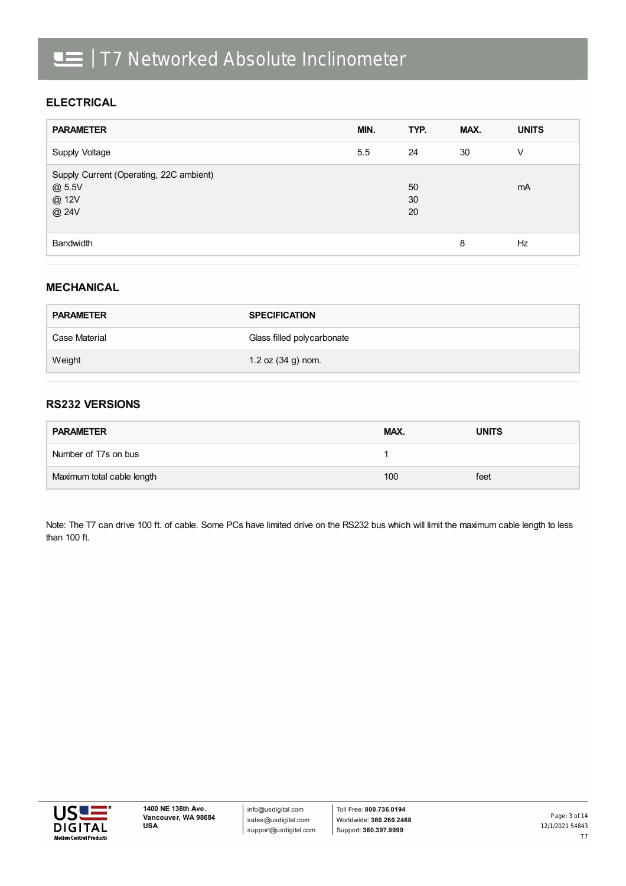## ELECTRICAL

| PARAMETER | MIN. | TYP. | MAX. | UNITS |
|---|---|---|---|---|
| Supply Voltage | 5.5 | 24 | 30 | V |
| Supply Current (Operating, 22C ambient)<br>@ 5.5V<br>@ 12V<br>@ 24V | | 50<br>30<br>20 | | mA |
| Bandwidth | | | 8 | Hz |

## MECHANICAL

| PARAMETER | SPECIFICATION |
|---|---|
| Case Material | Glass filled polycarbonate |
| Weight | 1.2 oz (34 g) nom. |

## RS232 VERSIONS

| PARAMETER | MAX. | UNITS |
|---|---|---|
| Number of T7s on bus | 1 | |
| Maximum total cable length | 100 | feet |

Note: The T7 can drive 100 ft. of cable. Some PCs have limited drive on the RS232 bus which will limit the maximum cable length to less than 100 ft.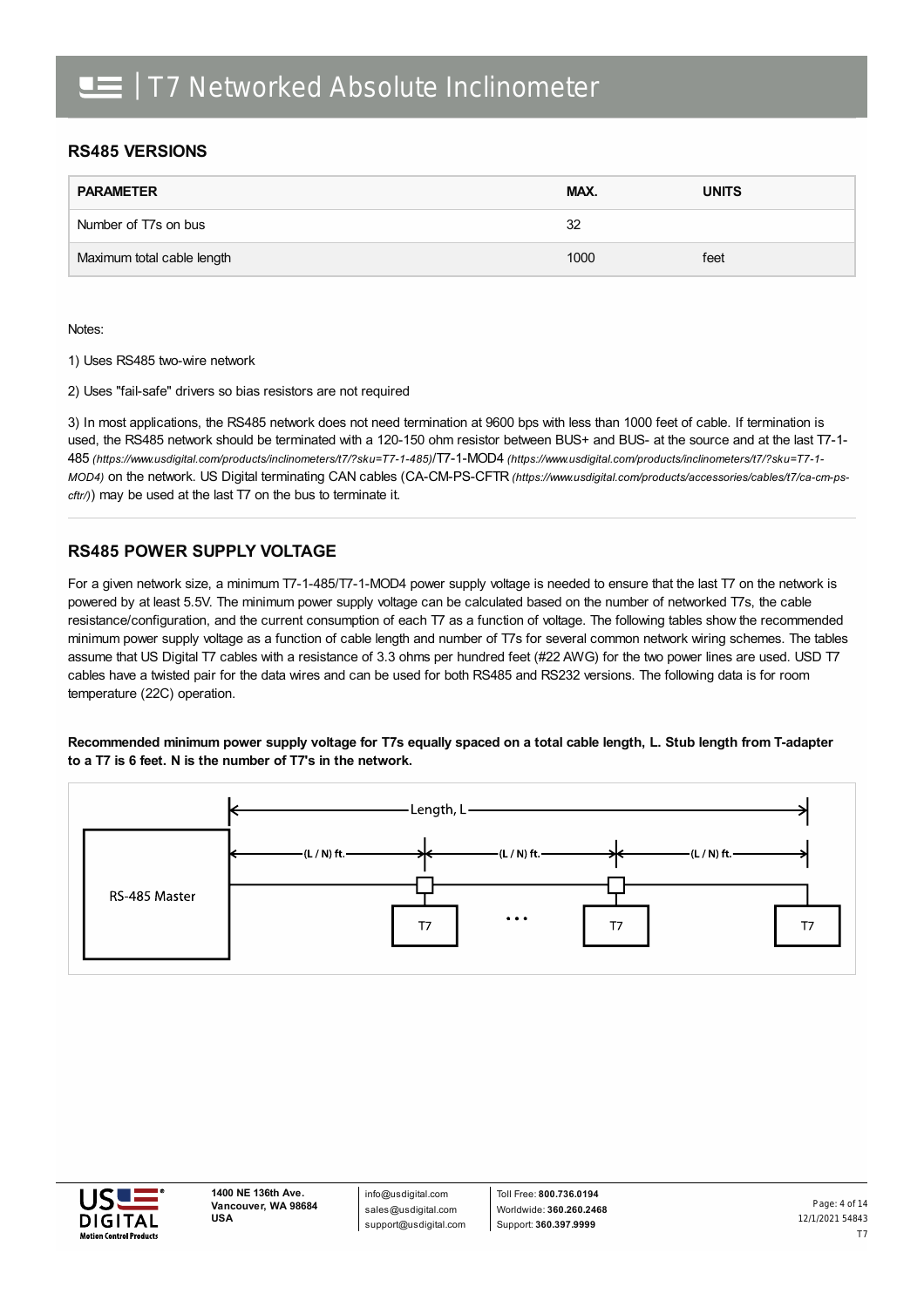## RS485 VERSIONS

| PARAMETER | MAX. | UNITS |
|---|---|---|
| Number of T7s on bus | 32 | |
| Maximum total cable length | 1000 | feet |

Notes:

1) Uses RS485 two-wire network

2) Uses "fail-safe" drivers so bias resistors are not required

3) In most applications, the RS485 network does not need termination at 9600 bps with less than 1000 feet of cable. If termination is used, the RS485 network should be terminated with a 120-150 ohm resistor between BUS+ and BUS- at the source and at the last T7-1-485 *(https://www.usdigital.com/products/inclinometers/t7/?sku=T7-1-485)*/T7-1-MOD4 *(https://www.usdigital.com/products/inclinometers/t7/?sku=T7-1-MOD4)* on the network. US Digital terminating CAN cables (CA-CM-PS-CFTR *(https://www.usdigital.com/products/accessories/cables/t7/ca-cm-ps-cftr/)*) may be used at the last T7 on the bus to terminate it.

## RS485 POWER SUPPLY VOLTAGE

For a given network size, a minimum T7-1-485/T7-1-MOD4 power supply voltage is needed to ensure that the last T7 on the network is powered by at least 5.5V. The minimum power supply voltage can be calculated based on the number of networked T7s, the cable resistance/configuration, and the current consumption of each T7 as a function of voltage. The following tables show the recommended minimum power supply voltage as a function of cable length and number of T7s for several common network wiring schemes. The tables assume that US Digital T7 cables with a resistance of 3.3 ohms per hundred feet (#22 AWG) for the two power lines are used. USD T7 cables have a twisted pair for the data wires and can be used for both RS485 and RS232 versions. The following data is for room temperature (22C) operation.

**Recommended minimum power supply voltage for T7s equally spaced on a total cable length, L. Stub length from T-adapter to a T7 is 6 feet. N is the number of T7's in the network.**

Length, L

(L / N) ft. (L / N) ft. (L / N) ft.

RS-485 Master

T7 ... T7 T7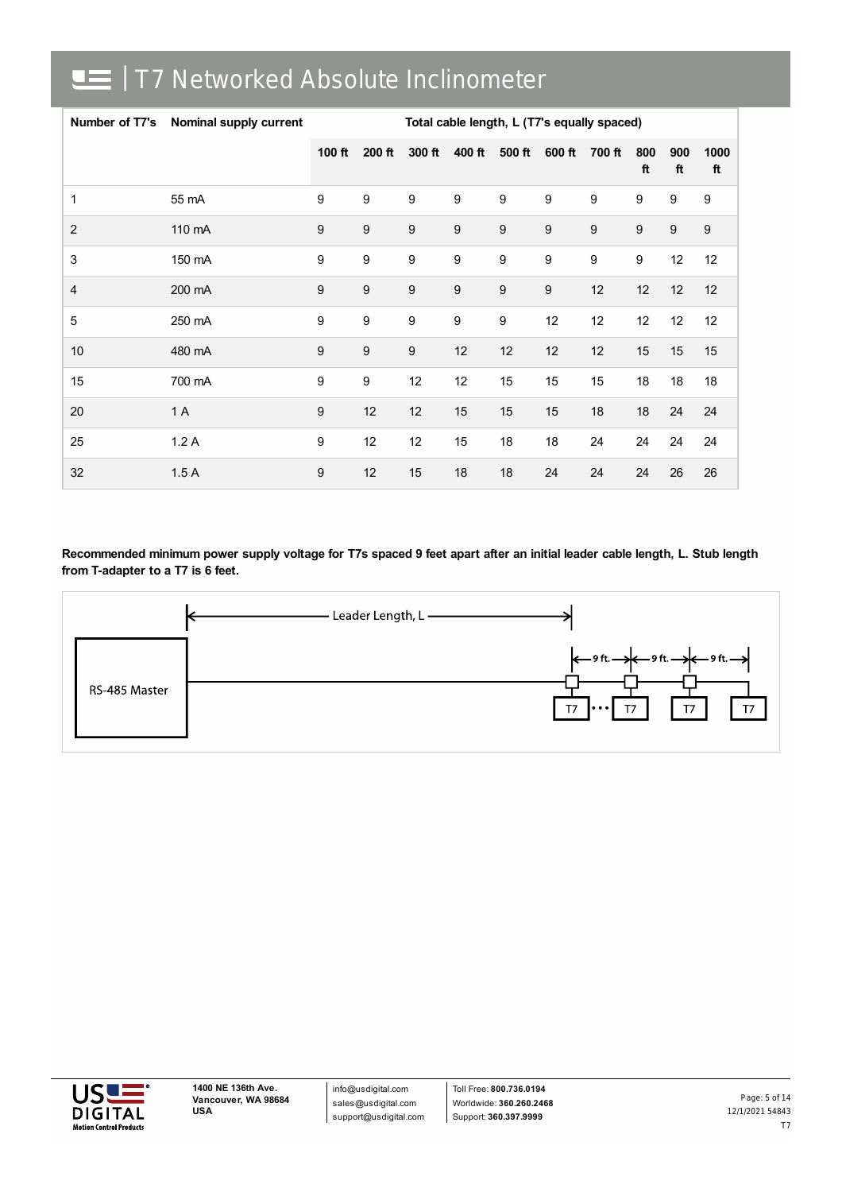# T7 Networked Absolute Inclinometer

| Number of T7's | Nominal supply current | Total cable length, L (T7's equally spaced) | | | | | | | | | |
|---|---|---|---|---|---|---|---|---|---|---|---|
| | | 100 ft | 200 ft | 300 ft | 400 ft | 500 ft | 600 ft | 700 ft | 800 ft | 900 ft | 1000 ft |
| 1 | 55 mA | 9 | 9 | 9 | 9 | 9 | 9 | 9 | 9 | 9 | 9 |
| 2 | 110 mA | 9 | 9 | 9 | 9 | 9 | 9 | 9 | 9 | 9 | 9 |
| 3 | 150 mA | 9 | 9 | 9 | 9 | 9 | 9 | 9 | 9 | 12 | 12 |
| 4 | 200 mA | 9 | 9 | 9 | 9 | 9 | 9 | 12 | 12 | 12 | 12 |
| 5 | 250 mA | 9 | 9 | 9 | 9 | 9 | 12 | 12 | 12 | 12 | 12 |
| 10 | 480 mA | 9 | 9 | 9 | 12 | 12 | 12 | 12 | 15 | 15 | 15 |
| 15 | 700 mA | 9 | 9 | 12 | 12 | 15 | 15 | 15 | 18 | 18 | 18 |
| 20 | 1 A | 9 | 12 | 12 | 15 | 15 | 15 | 18 | 18 | 24 | 24 |
| 25 | 1.2 A | 9 | 12 | 12 | 15 | 18 | 18 | 24 | 24 | 24 | 24 |
| 32 | 1.5 A | 9 | 12 | 15 | 18 | 18 | 24 | 24 | 24 | 26 | 26 |

**Recommended minimum power supply voltage for T7s spaced 9 feet apart after an initial leader cable length, L. Stub length from T-adapter to a T7 is 6 feet.**

Leader Length, L

RS-485 Master

9 ft. 9 ft. 9 ft.

T7 ... T7 T7 T7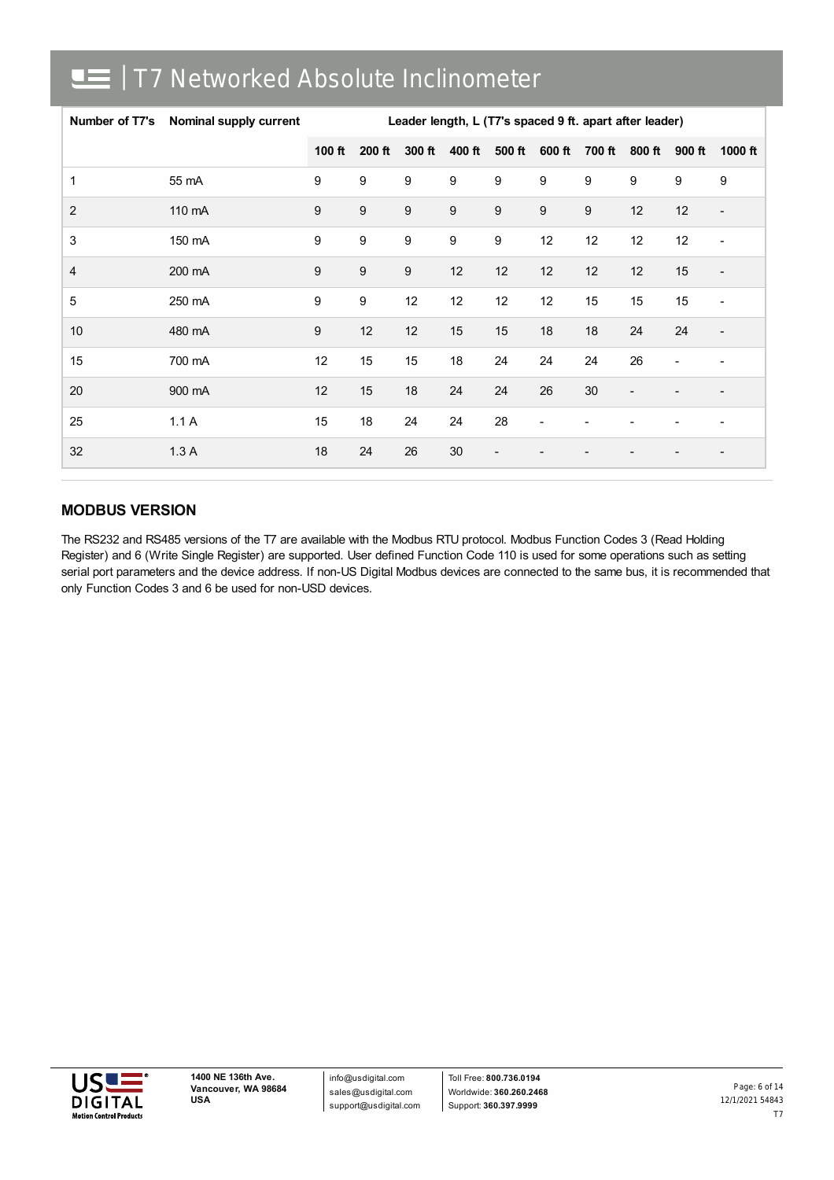| Number of T7's | Nominal supply current | Leader length, L (T7's spaced 9 ft. apart after leader) | | | | | | | | | |
|---|---|---|---|---|---|---|---|---|---|---|---|
| | | 100 ft | 200 ft | 300 ft | 400 ft | 500 ft | 600 ft | 700 ft | 800 ft | 900 ft | 1000 ft |
| 1 | 55 mA | 9 | 9 | 9 | 9 | 9 | 9 | 9 | 9 | 9 | 9 |
| 2 | 110 mA | 9 | 9 | 9 | 9 | 9 | 9 | 9 | 12 | 12 | - |
| 3 | 150 mA | 9 | 9 | 9 | 9 | 9 | 12 | 12 | 12 | 12 | - |
| 4 | 200 mA | 9 | 9 | 9 | 12 | 12 | 12 | 12 | 12 | 15 | - |
| 5 | 250 mA | 9 | 9 | 12 | 12 | 12 | 12 | 15 | 15 | 15 | - |
| 10 | 480 mA | 9 | 12 | 12 | 15 | 15 | 18 | 18 | 24 | 24 | - |
| 15 | 700 mA | 12 | 15 | 15 | 18 | 24 | 24 | 24 | 26 | - | - |
| 20 | 900 mA | 12 | 15 | 18 | 24 | 24 | 26 | 30 | - | - | - |
| 25 | 1.1 A | 15 | 18 | 24 | 24 | 28 | - | - | - | - | - |
| 32 | 1.3 A | 18 | 24 | 26 | 30 | - | - | - | - | - | - |

## MODBUS VERSION

The RS232 and RS485 versions of the T7 are available with the Modbus RTU protocol. Modbus Function Codes 3 (Read Holding Register) and 6 (Write Single Register) are supported. User defined Function Code 110 is used for some operations such as setting serial port parameters and the device address. If non-US Digital Modbus devices are connected to the same bus, it is recommended that only Function Codes 3 and 6 be used for non-USD devices.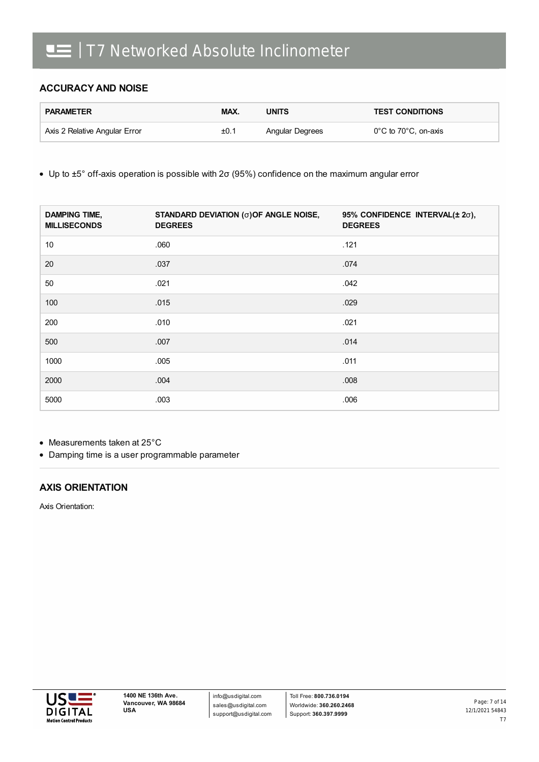## ACCURACY AND NOISE

| PARAMETER | MAX. | UNITS | TEST CONDITIONS |
|---|---|---|---|
| Axis 2 Relative Angular Error | ±0.1 | Angular Degrees | 0°C to 70°C, on-axis |

- Up to ±5° off-axis operation is possible with 2σ (95%) confidence on the maximum angular error

| DAMPING TIME, MILLISECONDS | STANDARD DEVIATION (σ)OF ANGLE NOISE, DEGREES | 95% CONFIDENCE INTERVAL(± 2σ), DEGREES |
|---|---|---|
| 10 | .060 | .121 |
| 20 | .037 | .074 |
| 50 | .021 | .042 |
| 100 | .015 | .029 |
| 200 | .010 | .021 |
| 500 | .007 | .014 |
| 1000 | .005 | .011 |
| 2000 | .004 | .008 |
| 5000 | .003 | .006 |

- Measurements taken at 25°C
- Damping time is a user programmable parameter

## AXIS ORIENTATION

Axis Orientation: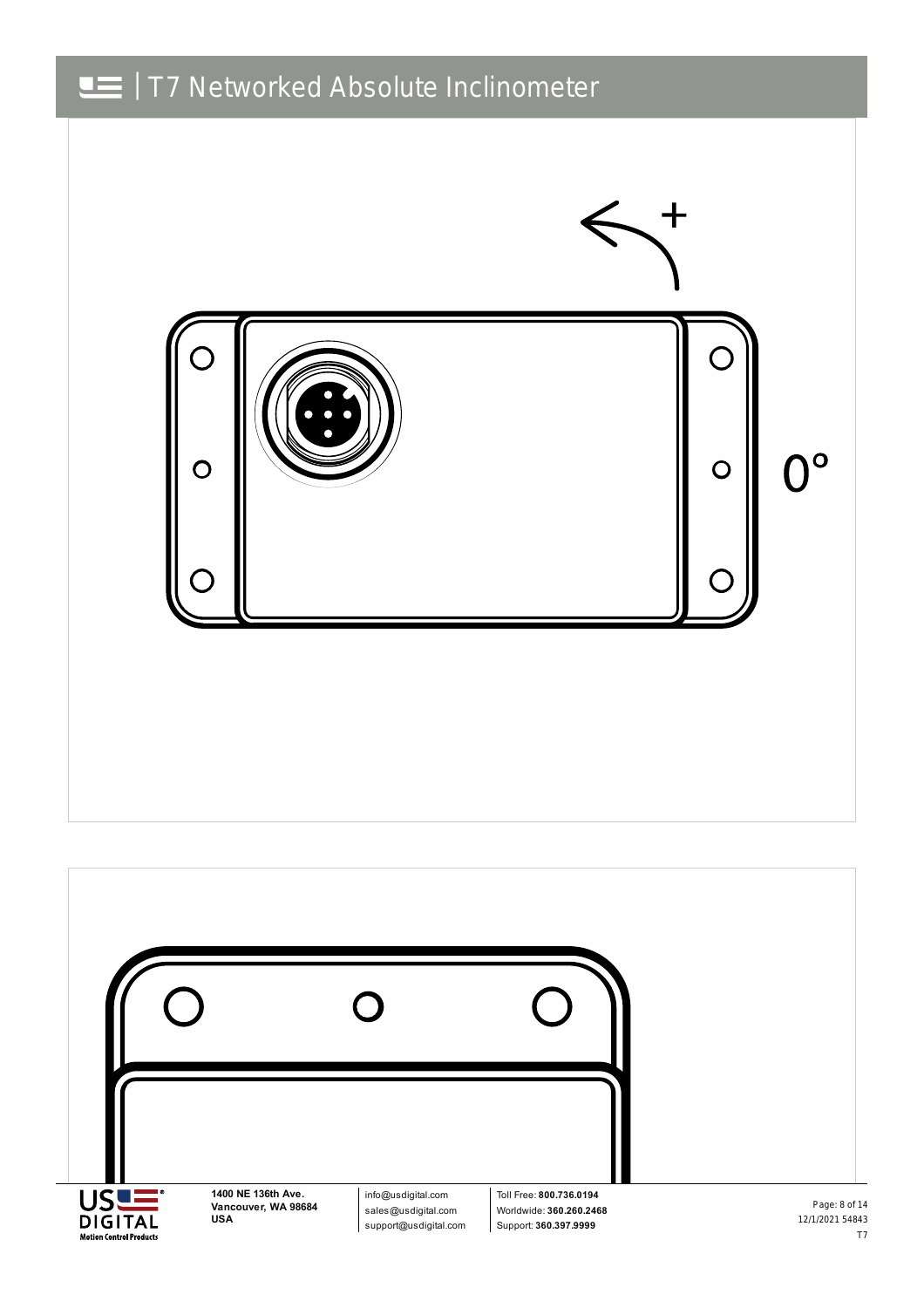+

0°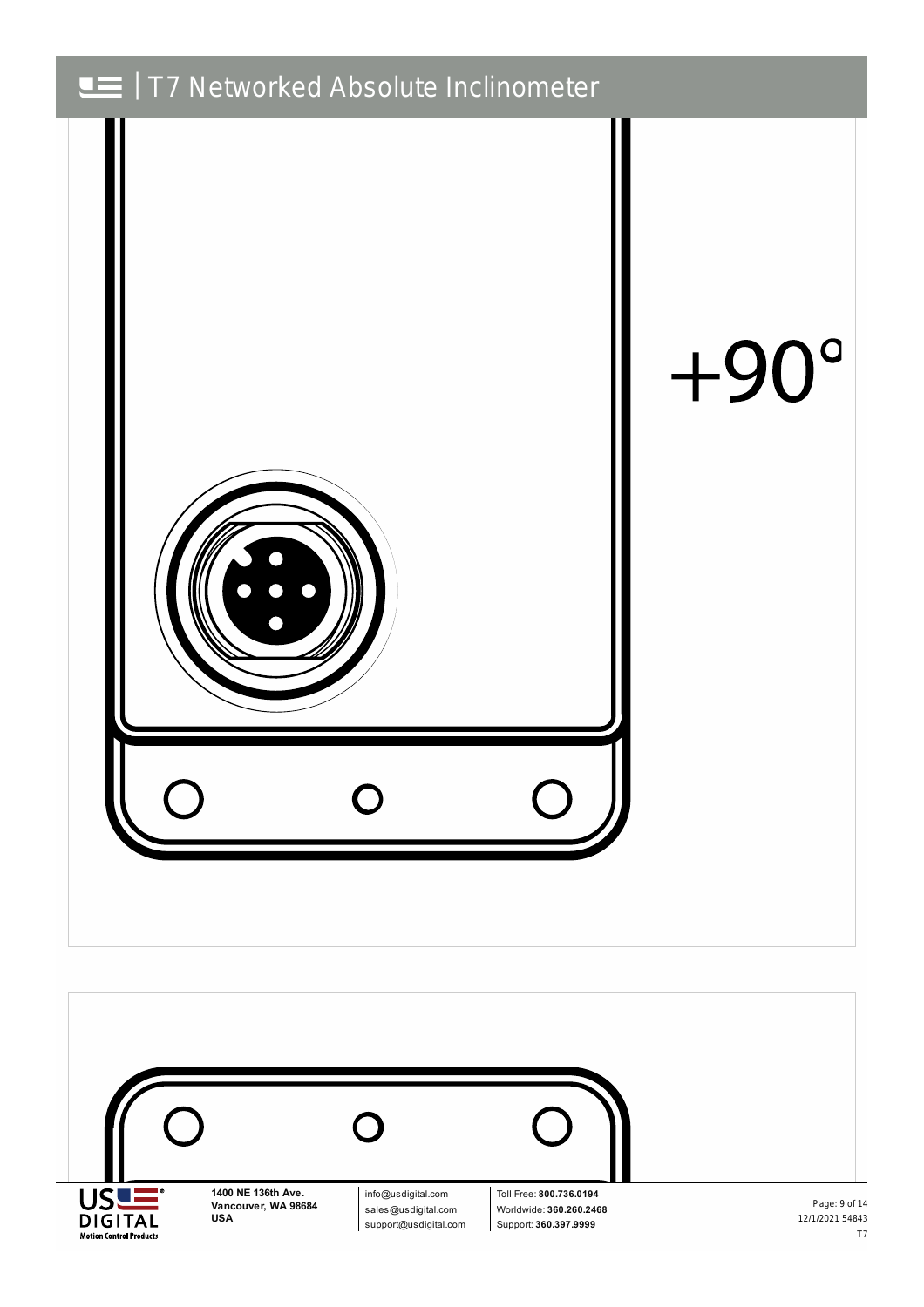+90°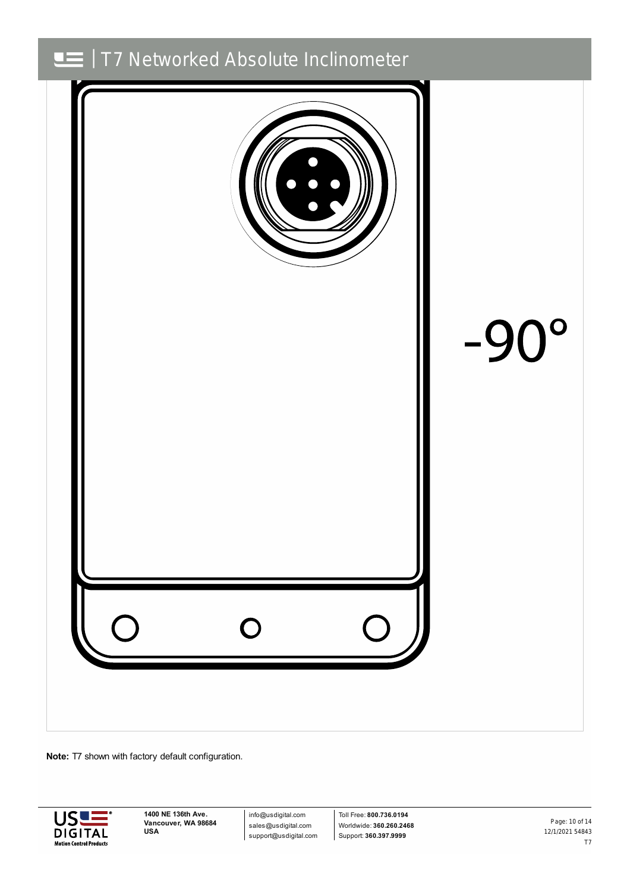-90°

**Note:** T7 shown with factory default configuration.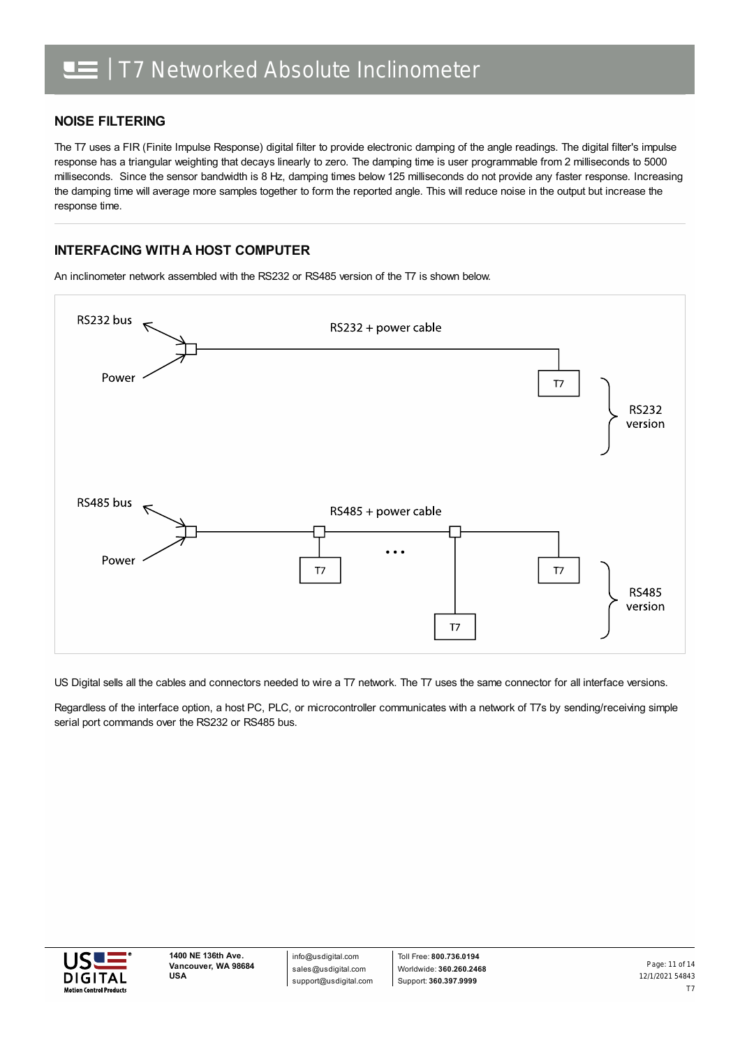## NOISE FILTERING

The T7 uses a FIR (Finite Impulse Response) digital filter to provide electronic damping of the angle readings. The digital filter's impulse response has a triangular weighting that decays linearly to zero. The damping time is user programmable from 2 milliseconds to 5000 milliseconds. Since the sensor bandwidth is 8 Hz, damping times below 125 milliseconds do not provide any faster response. Increasing the damping time will average more samples together to form the reported angle. This will reduce noise in the output but increase the response time.

## INTERFACING WITH A HOST COMPUTER

An inclinometer network assembled with the RS232 or RS485 version of the T7 is shown below.

US Digital sells all the cables and connectors needed to wire a T7 network. The T7 uses the same connector for all interface versions.

Regardless of the interface option, a host PC, PLC, or microcontroller communicates with a network of T7s by sending/receiving simple serial port commands over the RS232 or RS485 bus.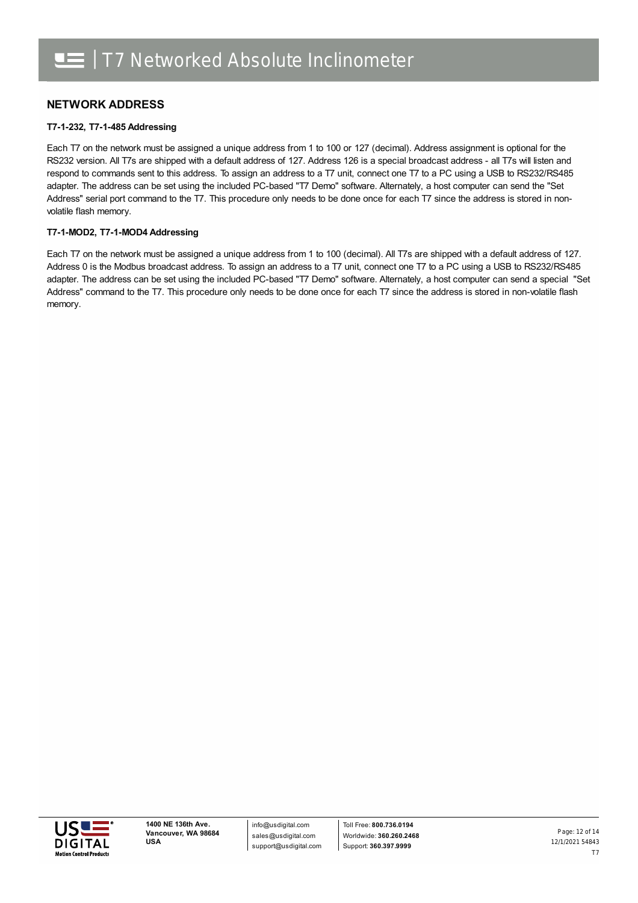## NETWORK ADDRESS

### T7-1-232, T7-1-485 Addressing

Each T7 on the network must be assigned a unique address from 1 to 100 or 127 (decimal). Address assignment is optional for the RS232 version. All T7s are shipped with a default address of 127. Address 126 is a special broadcast address - all T7s will listen and respond to commands sent to this address. To assign an address to a T7 unit, connect one T7 to a PC using a USB to RS232/RS485 adapter. The address can be set using the included PC-based "T7 Demo" software. Alternately, a host computer can send the "Set Address" serial port command to the T7. This procedure only needs to be done once for each T7 since the address is stored in non-volatile flash memory.

### T7-1-MOD2, T7-1-MOD4 Addressing

Each T7 on the network must be assigned a unique address from 1 to 100 (decimal). All T7s are shipped with a default address of 127. Address 0 is the Modbus broadcast address. To assign an address to a T7 unit, connect one T7 to a PC using a USB to RS232/RS485 adapter. The address can be set using the included PC-based "T7 Demo" software. Alternately, a host computer can send a special "Set Address" command to the T7. This procedure only needs to be done once for each T7 since the address is stored in non-volatile flash memory.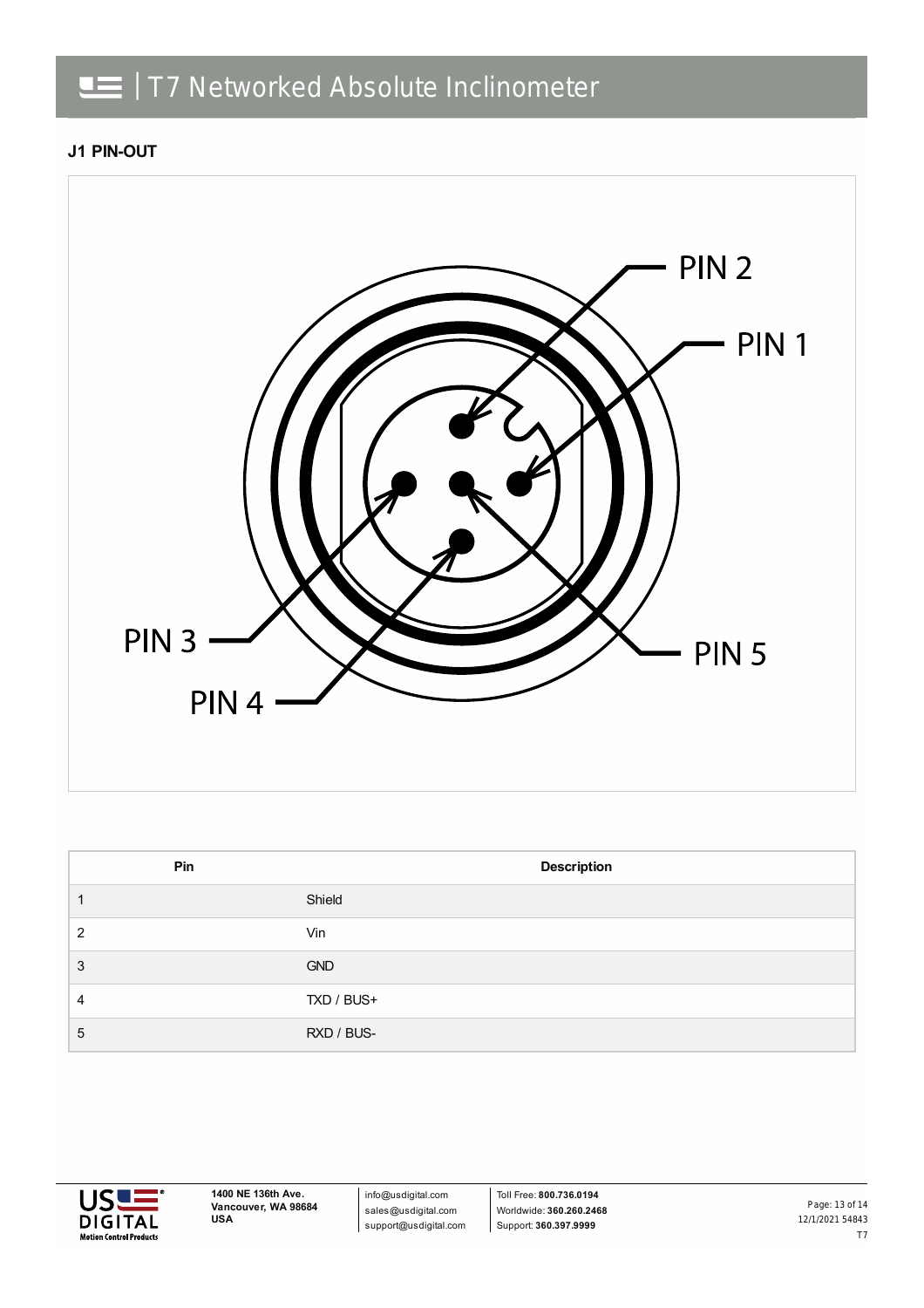**J1 PIN-OUT**

PIN 2

PIN 1

PIN 3

PIN 4

PIN 5

| Pin | Description |
|---|---|
| 1 | Shield |
| 2 | Vin |
| 3 | GND |
| 4 | TXD / BUS+ |
| 5 | RXD / BUS- |

1400 NE 136th Ave.
Vancouver, WA 98684
USA

info@usdigital.com
sales@usdigital.com
support@usdigital.com

Toll Free: **800.736.0194**
Worldwide: **360.260.2468**
Support: **360.397.9999**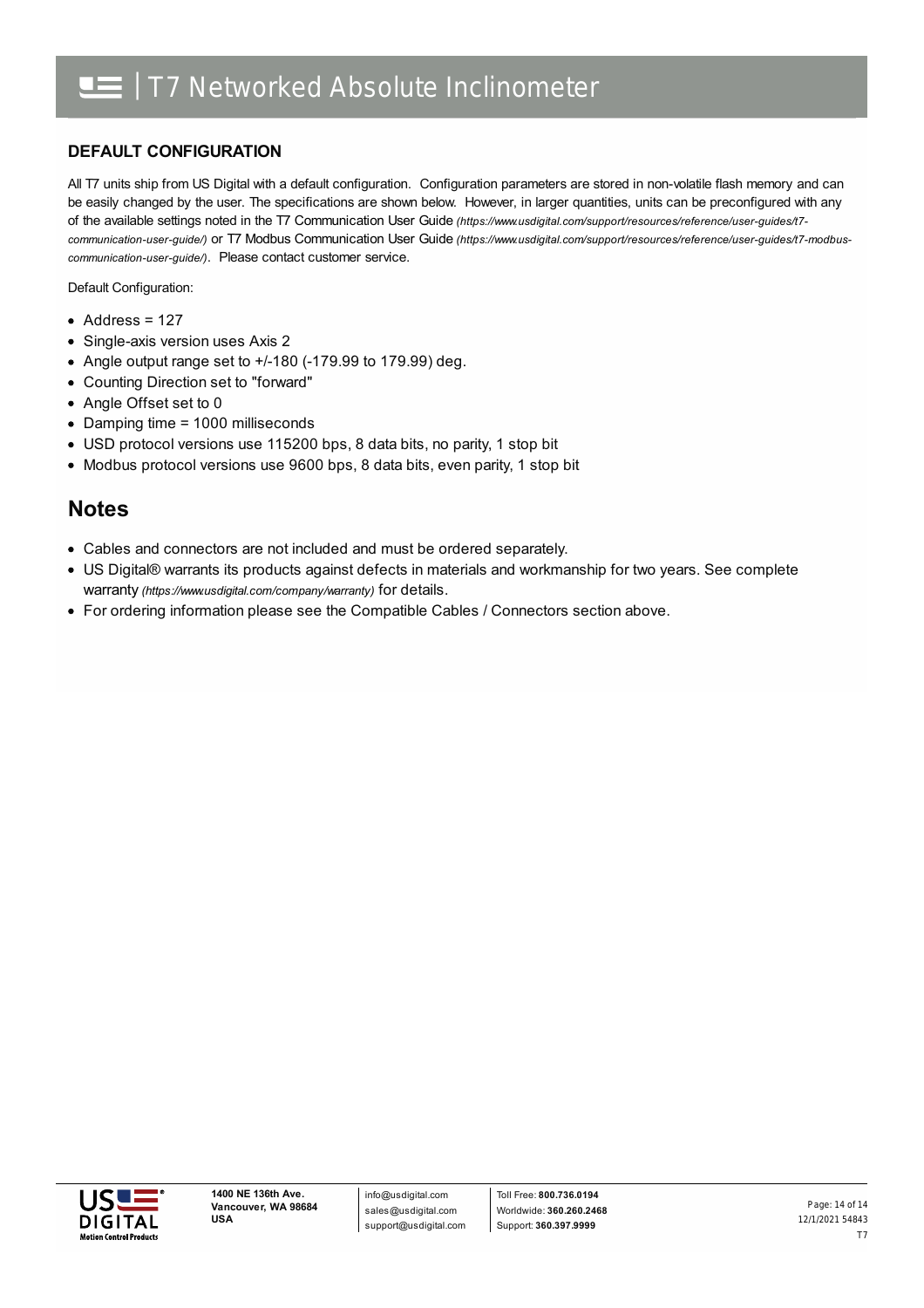## DEFAULT CONFIGURATION

All T7 units ship from US Digital with a default configuration. Configuration parameters are stored in non-volatile flash memory and can be easily changed by the user. The specifications are shown below. However, in larger quantities, units can be preconfigured with any of the available settings noted in the T7 Communication User Guide *(https://www.usdigital.com/support/resources/reference/user-guides/t7-communication-user-guide/)* or T7 Modbus Communication User Guide *(https://www.usdigital.com/support/resources/reference/user-guides/t7-modbus-communication-user-guide/)*. Please contact customer service.

Default Configuration:

- Address = 127
- Single-axis version uses Axis 2
- Angle output range set to +/-180 (-179.99 to 179.99) deg.
- Counting Direction set to "forward"
- Angle Offset set to 0
- Damping time = 1000 milliseconds
- USD protocol versions use 115200 bps, 8 data bits, no parity, 1 stop bit
- Modbus protocol versions use 9600 bps, 8 data bits, even parity, 1 stop bit

## Notes

- Cables and connectors are not included and must be ordered separately.
- US Digital® warrants its products against defects in materials and workmanship for two years. See complete warranty *(https://www.usdigital.com/company/warranty)* for details.
- For ordering information please see the Compatible Cables / Connectors section above.